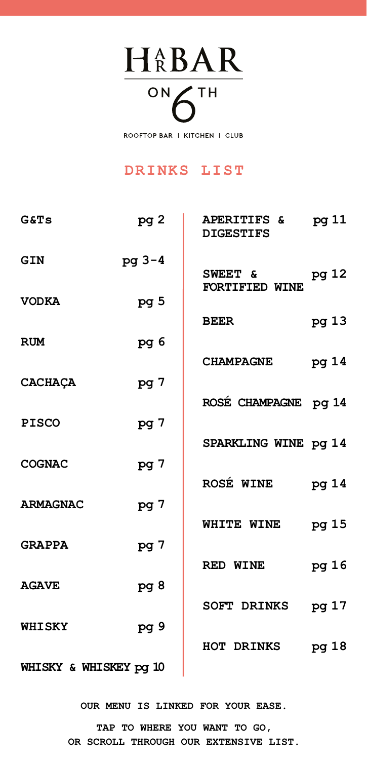# HARBAR ON 6TH

ROOFTOP BAR | KITCHEN | CLUB

## DRINKS LIST

| | |
|---|---|
| **G&Ts** | pg 2 |
| **GIN** | pg 3-4 |
| **VODKA** | pg 5 |
| **RUM** | pg 6 |
| **CACHAÇA** | pg 7 |
| **PISCO** | pg 7 |
| **COGNAC** | pg 7 |
| **ARMAGNAC** | pg 7 |
| **GRAPPA** | pg 7 |
| **AGAVE** | pg 8 |
| **WHISKY** | pg 9 |
| **WHISKY & WHISKEY** | pg 10 |
| **APERITIFS & DIGESTIFS** | pg 11 |
| **SWEET & FORTIFIED WINE** | pg 12 |
| **BEER** | pg 13 |
| **CHAMPAGNE** | pg 14 |
| **ROSÉ CHAMPAGNE** | pg 14 |
| **SPARKLING WINE** | pg 14 |
| **ROSÉ WINE** | pg 14 |
| **WHITE WINE** | pg 15 |
| **RED WINE** | pg 16 |
| **SOFT DRINKS** | pg 17 |
| **HOT DRINKS** | pg 18 |

**OUR MENU IS LINKED FOR YOUR EASE.**

**TAP TO WHERE YOU WANT TO GO,**
**OR SCROLL THROUGH OUR EXTENSIVE LIST.**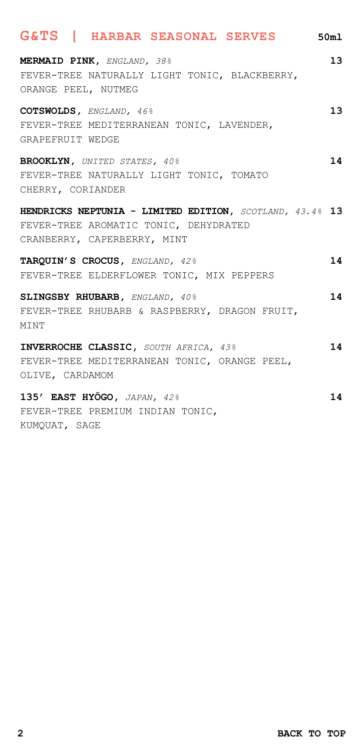## G&TS | HARBAR SEASONAL SERVES **50ml**

**MERMAID PINK**, *ENGLAND, 38%* **13**
FEVER-TREE NATURALLY LIGHT TONIC, BLACKBERRY, ORANGE PEEL, NUTMEG

**COTSWOLDS**, *ENGLAND, 46%* **13**
FEVER-TREE MEDITERRANEAN TONIC, LAVENDER, GRAPEFRUIT WEDGE

**BROOKLYN**, *UNITED STATES, 40%* **14**
FEVER-TREE NATURALLY LIGHT TONIC, TOMATO CHERRY, CORIANDER

**HENDRICKS NEPTUNIA - LIMITED EDITION**, *SCOTLAND, 43.4%* **13**
FEVER-TREE AROMATIC TONIC, DEHYDRATED CRANBERRY, CAPERBERRY, MINT

**TARQUIN'S CROCUS**, *ENGLAND, 42%* **14**
FEVER-TREE ELDERFLOWER TONIC, MIX PEPPERS

**SLINGSBY RHUBARB**, *ENGLAND, 40%* **14**
FEVER-TREE RHUBARB & RASPBERRY, DRAGON FRUIT, MINT

**INVERROCHE CLASSIC**, *SOUTH AFRICA, 43%* **14**
FEVER-TREE MEDITERRANEAN TONIC, ORANGE PEEL, OLIVE, CARDAMOM

**135' EAST HYŌGO**, *JAPAN, 42%* **14**
FEVER-TREE PREMIUM INDIAN TONIC, KUMQUAT, SAGE

**BACK TO TOP**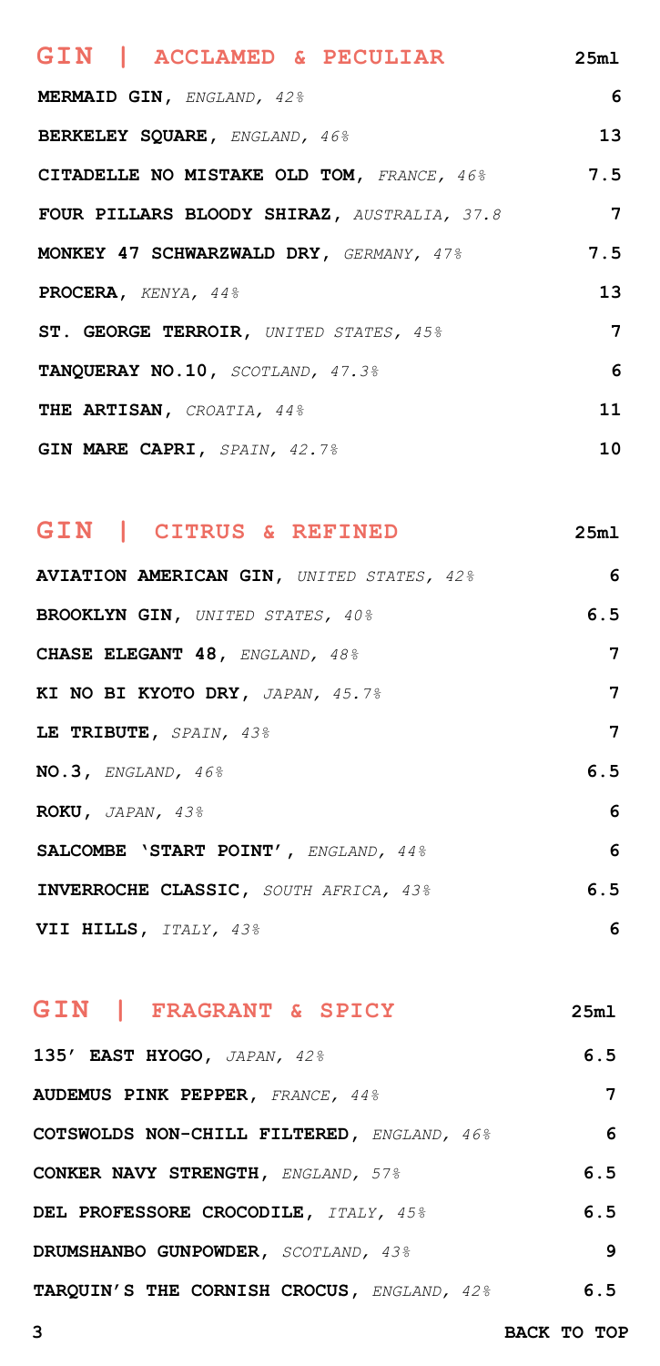## GIN | ACCLAMED & PECULIAR

| | 25ml |
|---|---|
| **MERMAID GIN,** *ENGLAND, 42%* | 6 |
| **BERKELEY SQUARE,** *ENGLAND, 46%* | 13 |
| **CITADELLE NO MISTAKE OLD TOM,** *FRANCE, 46%* | 7.5 |
| **FOUR PILLARS BLOODY SHIRAZ,** *AUSTRALIA, 37.8* | 7 |
| **MONKEY 47 SCHWARZWALD DRY,** *GERMANY, 47%* | 7.5 |
| **PROCERA,** *KENYA, 44%* | 13 |
| **ST. GEORGE TERROIR,** *UNITED STATES, 45%* | 7 |
| **TANQUERAY NO.10,** *SCOTLAND, 47.3%* | 6 |
| **THE ARTISAN,** *CROATIA, 44%* | 11 |
| **GIN MARE CAPRI,** *SPAIN, 42.7%* | 10 |

## GIN | CITRUS & REFINED

| | 25ml |
|---|---|
| **AVIATION AMERICAN GIN,** *UNITED STATES, 42%* | 6 |
| **BROOKLYN GIN,** *UNITED STATES, 40%* | 6.5 |
| **CHASE ELEGANT 48,** *ENGLAND, 48%* | 7 |
| **KI NO BI KYOTO DRY,** *JAPAN, 45.7%* | 7 |
| **LE TRIBUTE,** *SPAIN, 43%* | 7 |
| **NO.3,** *ENGLAND, 46%* | 6.5 |
| **ROKU,** *JAPAN, 43%* | 6 |
| **SALCOMBE 'START POINT',** *ENGLAND, 44%* | 6 |
| **INVERROCHE CLASSIC,** *SOUTH AFRICA, 43%* | 6.5 |
| **VII HILLS,** *ITALY, 43%* | 6 |

## GIN | FRAGRANT & SPICY

| | 25ml |
|---|---|
| **135' EAST HYOGO,** *JAPAN, 42%* | 6.5 |
| **AUDEMUS PINK PEPPER,** *FRANCE, 44%* | 7 |
| **COTSWOLDS NON-CHILL FILTERED,** *ENGLAND, 46%* | 6 |
| **CONKER NAVY STRENGTH,** *ENGLAND, 57%* | 6.5 |
| **DEL PROFESSORE CROCODILE,** *ITALY, 45%* | 6.5 |
| **DRUMSHANBO GUNPOWDER,** *SCOTLAND, 43%* | 9 |
| **TARQUIN'S THE CORNISH CROCUS,** *ENGLAND, 42%* | 6.5 |

BACK TO TOP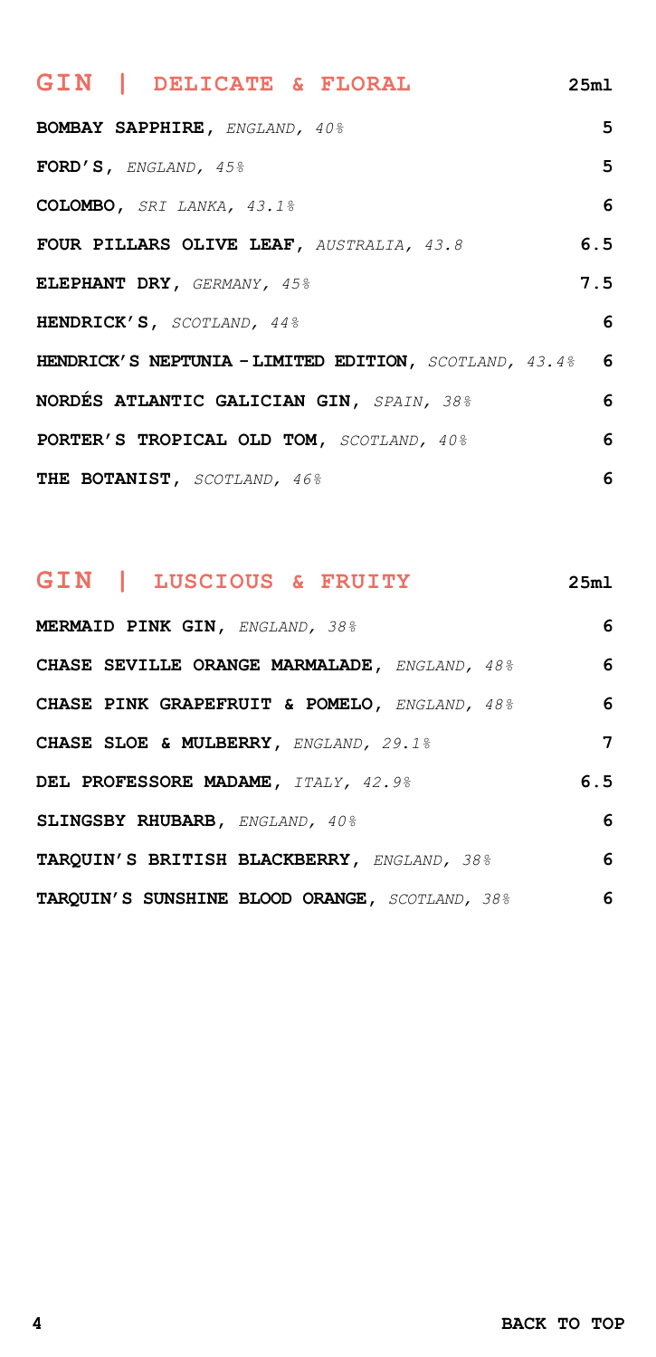## GIN | DELICATE & FLORAL

| | 25ml |
|---|---|
| **BOMBAY SAPPHIRE,** *ENGLAND, 40%* | 5 |
| **FORD'S,** *ENGLAND, 45%* | 5 |
| **COLOMBO,** *SRI LANKA, 43.1%* | 6 |
| **FOUR PILLARS OLIVE LEAF,** *AUSTRALIA, 43.8* | 6.5 |
| **ELEPHANT DRY,** *GERMANY, 45%* | 7.5 |
| **HENDRICK'S,** *SCOTLAND, 44%* | 6 |
| **HENDRICK'S NEPTUNIA - LIMITED EDITION,** *SCOTLAND, 43.4%* | 6 |
| **NORDÉS ATLANTIC GALICIAN GIN,** *SPAIN, 38%* | 6 |
| **PORTER'S TROPICAL OLD TOM,** *SCOTLAND, 40%* | 6 |
| **THE BOTANIST,** *SCOTLAND, 46%* | 6 |

## GIN | LUSCIOUS & FRUITY

| | 25ml |
|---|---|
| **MERMAID PINK GIN,** *ENGLAND, 38%* | 6 |
| **CHASE SEVILLE ORANGE MARMALADE,** *ENGLAND, 48%* | 6 |
| **CHASE PINK GRAPEFRUIT & POMELO,** *ENGLAND, 48%* | 6 |
| **CHASE SLOE & MULBERRY,** *ENGLAND, 29.1%* | 7 |
| **DEL PROFESSORE MADAME,** *ITALY, 42.9%* | 6.5 |
| **SLINGSBY RHUBARB,** *ENGLAND, 40%* | 6 |
| **TARQUIN'S BRITISH BLACKBERRY,** *ENGLAND, 38%* | 6 |
| **TARQUIN'S SUNSHINE BLOOD ORANGE,** *SCOTLAND, 38%* | 6 |

**BACK TO TOP**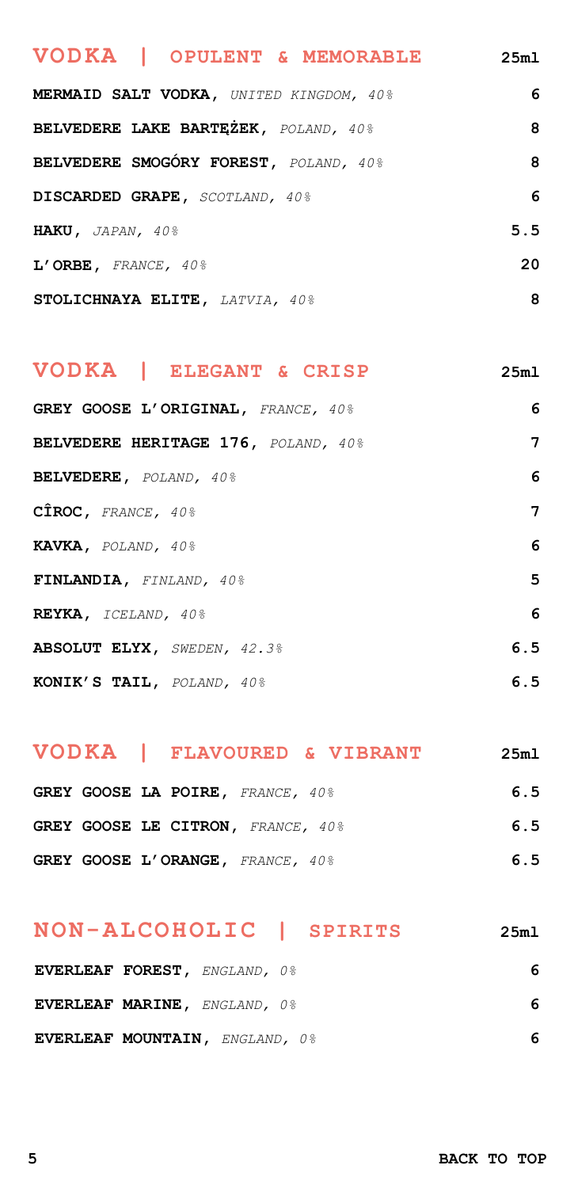## VODKA | OPULENT & MEMORABLE

| | 25ml |
|---|---|
| **MERMAID SALT VODKA,** *UNITED KINGDOM, 40%* | 6 |
| **BELVEDERE LAKE BARTĘŻEK,** *POLAND, 40%* | 8 |
| **BELVEDERE SMOGÓRY FOREST,** *POLAND, 40%* | 8 |
| **DISCARDED GRAPE,** *SCOTLAND, 40%* | 6 |
| **HAKU,** *JAPAN, 40%* | 5.5 |
| **L'ORBE,** *FRANCE, 40%* | 20 |
| **STOLICHNAYA ELITE,** *LATVIA, 40%* | 8 |

## VODKA | ELEGANT & CRISP

| | 25ml |
|---|---|
| **GREY GOOSE L'ORIGINAL,** *FRANCE, 40%* | 6 |
| **BELVEDERE HERITAGE 176,** *POLAND, 40%* | 7 |
| **BELVEDERE,** *POLAND, 40%* | 6 |
| **CÎROC,** *FRANCE, 40%* | 7 |
| **KAVKA,** *POLAND, 40%* | 6 |
| **FINLANDIA,** *FINLAND, 40%* | 5 |
| **REYKA,** *ICELAND, 40%* | 6 |
| **ABSOLUT ELYX,** *SWEDEN, 42.3%* | 6.5 |
| **KONIK'S TAIL,** *POLAND, 40%* | 6.5 |

## VODKA | FLAVOURED & VIBRANT

| | 25ml |
|---|---|
| **GREY GOOSE LA POIRE,** *FRANCE, 40%* | 6.5 |
| **GREY GOOSE LE CITRON,** *FRANCE, 40%* | 6.5 |
| **GREY GOOSE L'ORANGE,** *FRANCE, 40%* | 6.5 |

## NON-ALCOHOLIC | SPIRITS

| | 25ml |
|---|---|
| **EVERLEAF FOREST,** *ENGLAND, 0%* | 6 |
| **EVERLEAF MARINE,** *ENGLAND, 0%* | 6 |
| **EVERLEAF MOUNTAIN,** *ENGLAND, 0%* | 6 |

**BACK TO TOP**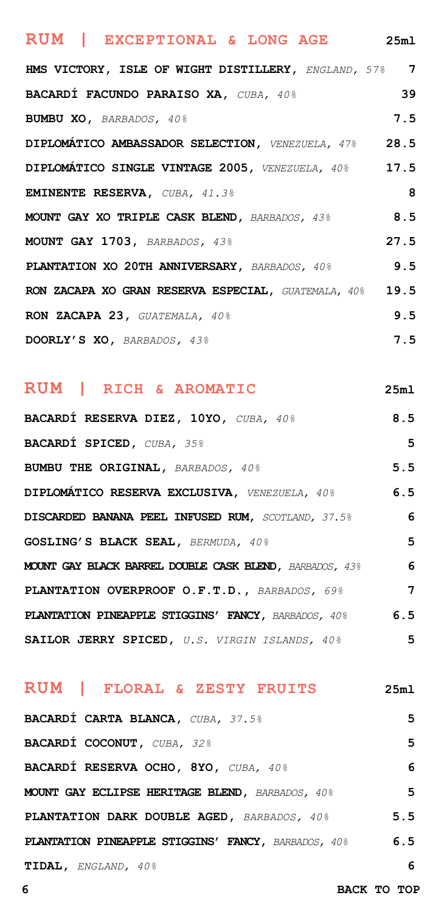## RUM | EXCEPTIONAL & LONG AGE

| | 25ml |
|---|---|
| **HMS VICTORY, ISLE OF WIGHT DISTILLERY,** *ENGLAND, 57%* | 7 |
| **BACARDÍ FACUNDO PARAISO XA,** *CUBA, 40%* | 39 |
| **BUMBU XO,** *BARBADOS, 40%* | 7.5 |
| **DIPLOMÁTICO AMBASSADOR SELECTION,** *VENEZUELA, 47%* | 28.5 |
| **DIPLOMÁTICO SINGLE VINTAGE 2005,** *VENEZUELA, 40%* | 17.5 |
| **EMINENTE RESERVA,** *CUBA, 41.3%* | 8 |
| **MOUNT GAY XO TRIPLE CASK BLEND,** *BARBADOS, 43%* | 8.5 |
| **MOUNT GAY 1703,** *BARBADOS, 43%* | 27.5 |
| **PLANTATION XO 20TH ANNIVERSARY,** *BARBADOS, 40%* | 9.5 |
| **RON ZACAPA XO GRAN RESERVA ESPECIAL,** *GUATEMALA, 40%* | 19.5 |
| **RON ZACAPA 23,** *GUATEMALA, 40%* | 9.5 |
| **DOORLY'S XO,** *BARBADOS, 43%* | 7.5 |

## RUM | RICH & AROMATIC

| | 25ml |
|---|---|
| **BACARDÍ RESERVA DIEZ, 10YO,** *CUBA, 40%* | 8.5 |
| **BACARDÍ SPICED,** *CUBA, 35%* | 5 |
| **BUMBU THE ORIGINAL,** *BARBADOS, 40%* | 5.5 |
| **DIPLOMÁTICO RESERVA EXCLUSIVA,** *VENEZUELA, 40%* | 6.5 |
| **DISCARDED BANANA PEEL INFUSED RUM,** *SCOTLAND, 37.5%* | 6 |
| **GOSLING'S BLACK SEAL,** *BERMUDA, 40%* | 5 |
| **MOUNT GAY BLACK BARREL DOUBLE CASK BLEND,** *BARBADOS, 43%* | 6 |
| **PLANTATION OVERPROOF O.F.T.D.,** *BARBADOS, 69%* | 7 |
| **PLANTATION PINEAPPLE STIGGINS' FANCY,** *BARBADOS, 40%* | 6.5 |
| **SAILOR JERRY SPICED,** *U.S. VIRGIN ISLANDS, 40%* | 5 |

## RUM | FLORAL & ZESTY FRUITS

| | 25ml |
|---|---|
| **BACARDÍ CARTA BLANCA,** *CUBA, 37.5%* | 5 |
| **BACARDÍ COCONUT,** *CUBA, 32%* | 5 |
| **BACARDÍ RESERVA OCHO, 8YO,** *CUBA, 40%* | 6 |
| **MOUNT GAY ECLIPSE HERITAGE BLEND,** *BARBADOS, 40%* | 5 |
| **PLANTATION DARK DOUBLE AGED,** *BARBADOS, 40%* | 5.5 |
| **PLANTATION PINEAPPLE STIGGINS' FANCY,** *BARBADOS, 40%* | 6.5 |
| **TIDAL,** *ENGLAND, 40%* | 6 |

BACK TO TOP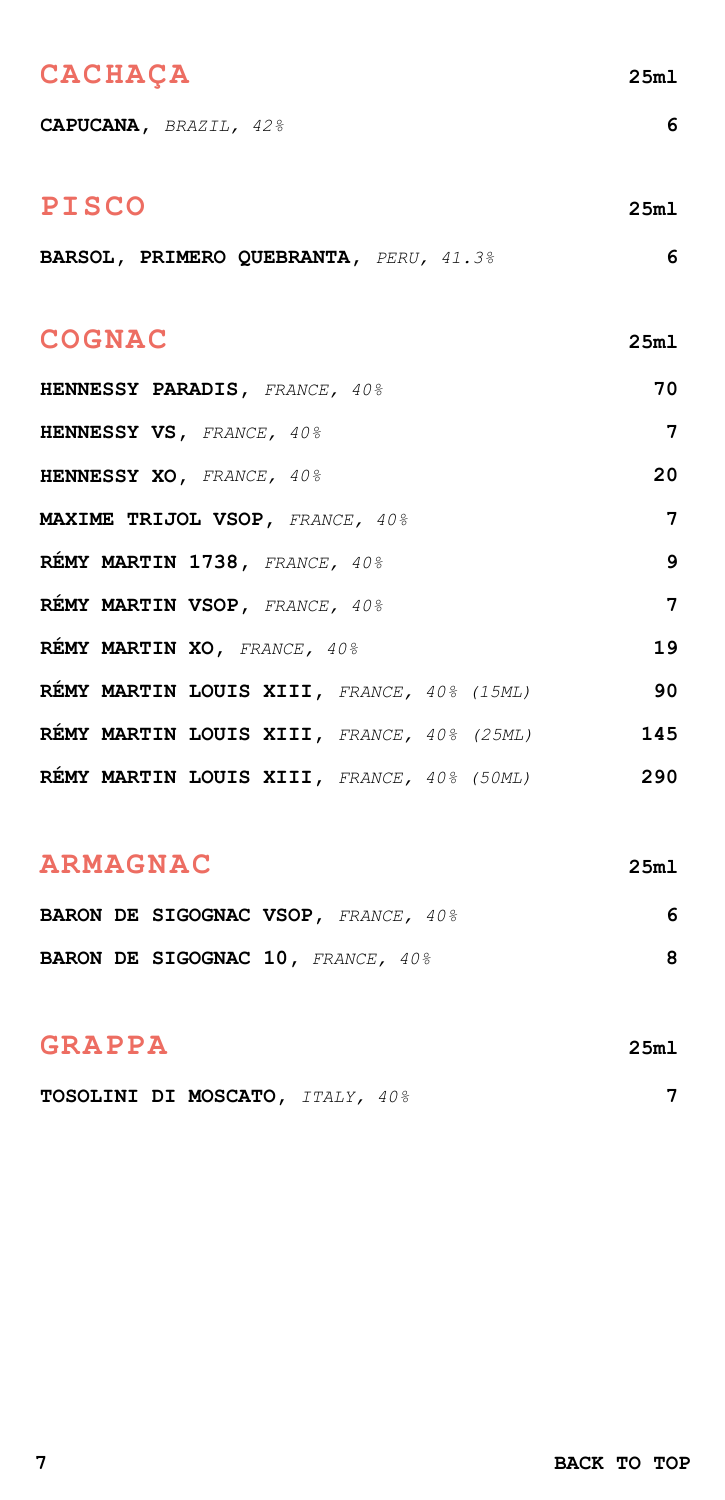## CACHAÇA

| | 25ml |
|---|---|
| **CAPUCANA,** *BRAZIL, 42%* | 6 |

## PISCO

| | 25ml |
|---|---|
| **BARSOL, PRIMERO QUEBRANTA,** *PERU, 41.3%* | 6 |

## COGNAC

| | 25ml |
|---|---|
| **HENNESSY PARADIS,** *FRANCE, 40%* | 70 |
| **HENNESSY VS,** *FRANCE, 40%* | 7 |
| **HENNESSY XO,** *FRANCE, 40%* | 20 |
| **MAXIME TRIJOL VSOP,** *FRANCE, 40%* | 7 |
| **RÉMY MARTIN 1738,** *FRANCE, 40%* | 9 |
| **RÉMY MARTIN VSOP,** *FRANCE, 40%* | 7 |
| **RÉMY MARTIN XO,** *FRANCE, 40%* | 19 |
| **RÉMY MARTIN LOUIS XIII,** *FRANCE, 40% (15ML)* | 90 |
| **RÉMY MARTIN LOUIS XIII,** *FRANCE, 40% (25ML)* | 145 |
| **RÉMY MARTIN LOUIS XIII,** *FRANCE, 40% (50ML)* | 290 |

## ARMAGNAC

| | 25ml |
|---|---|
| **BARON DE SIGOGNAC VSOP,** *FRANCE, 40%* | 6 |
| **BARON DE SIGOGNAC 10,** *FRANCE, 40%* | 8 |

## GRAPPA

| | 25ml |
|---|---|
| **TOSOLINI DI MOSCATO,** *ITALY, 40%* | 7 |

**BACK TO TOP**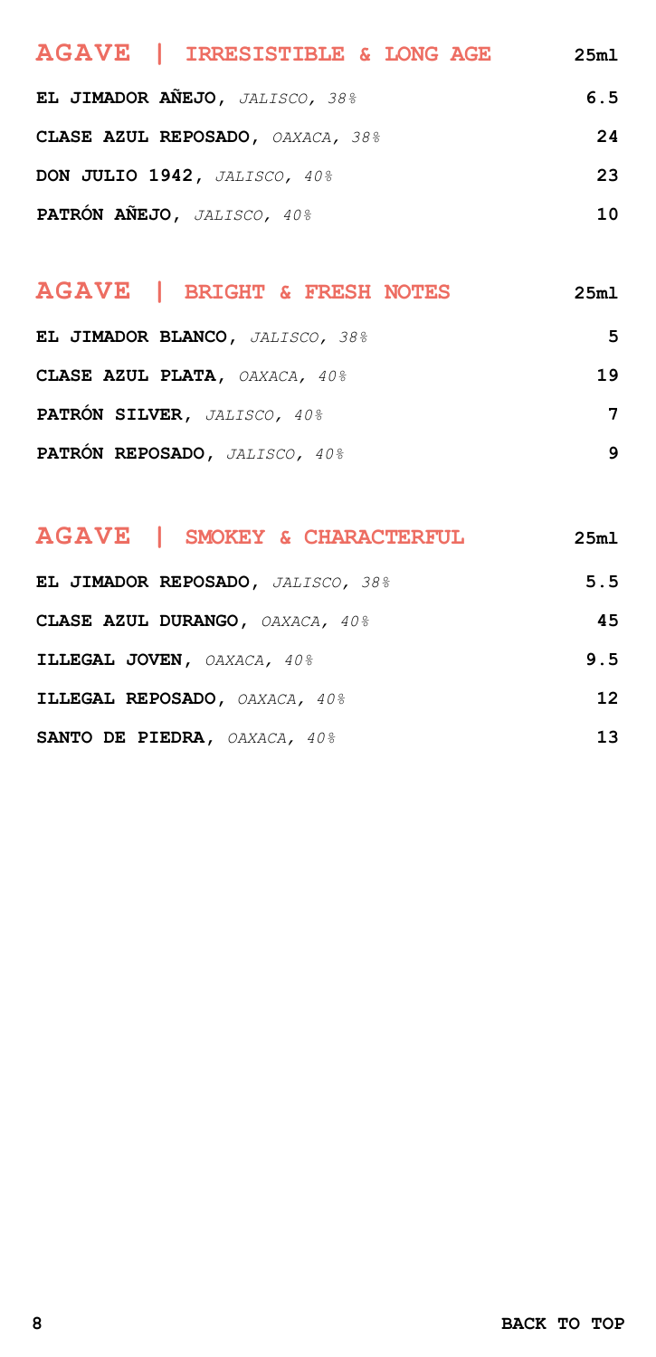## AGAVE | IRRESISTIBLE & LONG AGE

| | 25ml |
|---|---|
| **EL JIMADOR AÑEJO,** *JALISCO, 38%* | 6.5 |
| **CLASE AZUL REPOSADO,** *OAXACA, 38%* | 24 |
| **DON JULIO 1942,** *JALISCO, 40%* | 23 |
| **PATRÓN AÑEJO,** *JALISCO, 40%* | 10 |

## AGAVE | BRIGHT & FRESH NOTES

| | 25ml |
|---|---|
| **EL JIMADOR BLANCO,** *JALISCO, 38%* | 5 |
| **CLASE AZUL PLATA,** *OAXACA, 40%* | 19 |
| **PATRÓN SILVER,** *JALISCO, 40%* | 7 |
| **PATRÓN REPOSADO,** *JALISCO, 40%* | 9 |

## AGAVE | SMOKEY & CHARACTERFUL

| | 25ml |
|---|---|
| **EL JIMADOR REPOSADO,** *JALISCO, 38%* | 5.5 |
| **CLASE AZUL DURANGO,** *OAXACA, 40%* | 45 |
| **ILLEGAL JOVEN,** *OAXACA, 40%* | 9.5 |
| **ILLEGAL REPOSADO,** *OAXACA, 40%* | 12 |
| **SANTO DE PIEDRA,** *OAXACA, 40%* | 13 |

**BACK TO TOP**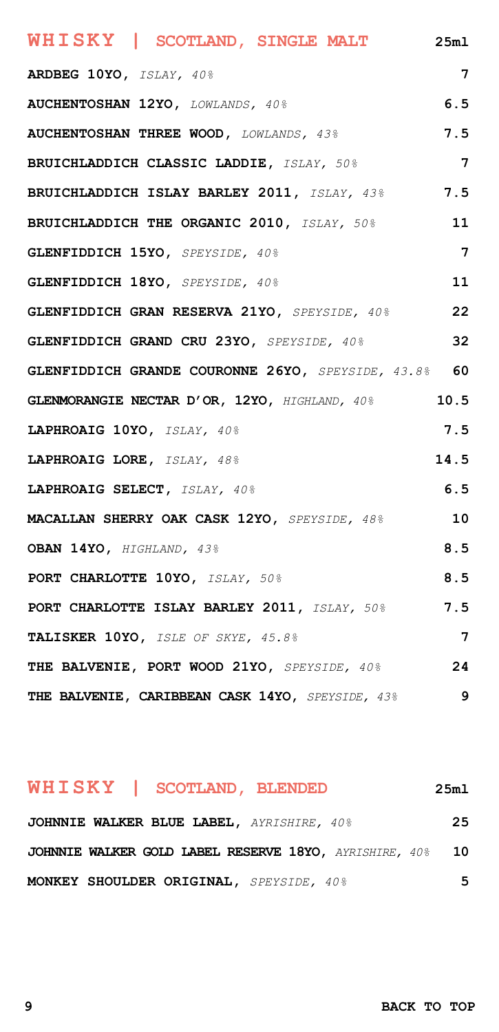## WHISKY | SCOTLAND, SINGLE MALT

| Whisky | 25ml |
| --- | --- |
| **ARDBEG 10YO,** *ISLAY, 40%* | 7 |
| **AUCHENTOSHAN 12YO,** *LOWLANDS, 40%* | 6.5 |
| **AUCHENTOSHAN THREE WOOD,** *LOWLANDS, 43%* | 7.5 |
| **BRUICHLADDICH CLASSIC LADDIE,** *ISLAY, 50%* | 7 |
| **BRUICHLADDICH ISLAY BARLEY 2011,** *ISLAY, 43%* | 7.5 |
| **BRUICHLADDICH THE ORGANIC 2010,** *ISLAY, 50%* | 11 |
| **GLENFIDDICH 15YO,** *SPEYSIDE, 40%* | 7 |
| **GLENFIDDICH 18YO,** *SPEYSIDE, 40%* | 11 |
| **GLENFIDDICH GRAN RESERVA 21YO,** *SPEYSIDE, 40%* | 22 |
| **GLENFIDDICH GRAND CRU 23YO,** *SPEYSIDE, 40%* | 32 |
| **GLENFIDDICH GRANDE COURONNE 26YO,** *SPEYSIDE, 43.8%* | 60 |
| **GLENMORANGIE NECTAR D'OR, 12YO,** *HIGHLAND, 40%* | 10.5 |
| **LAPHROAIG 10YO,** *ISLAY, 40%* | 7.5 |
| **LAPHROAIG LORE,** *ISLAY, 48%* | 14.5 |
| **LAPHROAIG SELECT,** *ISLAY, 40%* | 6.5 |
| **MACALLAN SHERRY OAK CASK 12YO,** *SPEYSIDE, 48%* | 10 |
| **OBAN 14YO,** *HIGHLAND, 43%* | 8.5 |
| **PORT CHARLOTTE 10YO,** *ISLAY, 50%* | 8.5 |
| **PORT CHARLOTTE ISLAY BARLEY 2011,** *ISLAY, 50%* | 7.5 |
| **TALISKER 10YO,** *ISLE OF SKYE, 45.8%* | 7 |
| **THE BALVENIE, PORT WOOD 21YO,** *SPEYSIDE, 40%* | 24 |
| **THE BALVENIE, CARIBBEAN CASK 14YO,** *SPEYSIDE, 43%* | 9 |

## WHISKY | SCOTLAND, BLENDED

| Whisky | 25ml |
| --- | --- |
| **JOHNNIE WALKER BLUE LABEL,** *AYRSHIRE, 40%* | 25 |
| **JOHNNIE WALKER GOLD LABEL RESERVE 18YO,** *AYRSHIRE, 40%* | 10 |
| **MONKEY SHOULDER ORIGINAL,** *SPEYSIDE, 40%* | 5 |

**BACK TO TOP**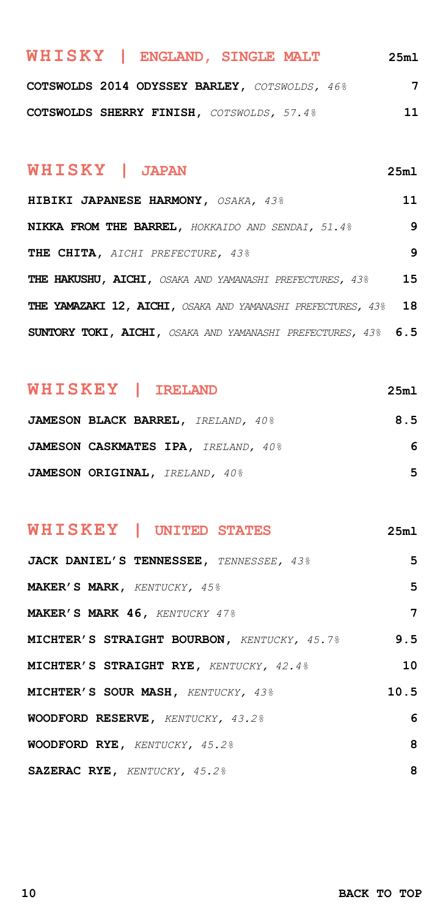## WHISKY | ENGLAND, SINGLE MALT

| | 25ml |
|---|---|
| **COTSWOLDS 2014 ODYSSEY BARLEY,** *COTSWOLDS, 46%* | 7 |
| **COTSWOLDS SHERRY FINISH,** *COTSWOLDS, 57.4%* | 11 |

## WHISKY | JAPAN

| | 25ml |
|---|---|
| **HIBIKI JAPANESE HARMONY,** *OSAKA, 43%* | 11 |
| **NIKKA FROM THE BARREL,** *HOKKAIDO AND SENDAI, 51.4%* | 9 |
| **THE CHITA,** *AICHI PREFECTURE, 43%* | 9 |
| **THE HAKUSHU, AICHI,** *OSAKA AND YAMANASHI PREFECTURES, 43%* | 15 |
| **THE YAMAZAKI 12, AICHI,** *OSAKA AND YAMANASHI PREFECTURES, 43%* | 18 |
| **SUNTORY TOKI, AICHI,** *OSAKA AND YAMANASHI PREFECTURES, 43%* | 6.5 |

## WHISKEY | IRELAND

| | 25ml |
|---|---|
| **JAMESON BLACK BARREL,** *IRELAND, 40%* | 8.5 |
| **JAMESON CASKMATES IPA,** *IRELAND, 40%* | 6 |
| **JAMESON ORIGINAL,** *IRELAND, 40%* | 5 |

## WHISKEY | UNITED STATES

| | 25ml |
|---|---|
| **JACK DANIEL'S TENNESSEE,** *TENNESSEE, 43%* | 5 |
| **MAKER'S MARK,** *KENTUCKY, 45%* | 5 |
| **MAKER'S MARK 46,** *KENTUCKY 47%* | 7 |
| **MICHTER'S STRAIGHT BOURBON,** *KENTUCKY, 45.7%* | 9.5 |
| **MICHTER'S STRAIGHT RYE,** *KENTUCKY, 42.4%* | 10 |
| **MICHTER'S SOUR MASH,** *KENTUCKY, 43%* | 10.5 |
| **WOODFORD RESERVE,** *KENTUCKY, 43.2%* | 6 |
| **WOODFORD RYE,** *KENTUCKY, 45.2%* | 8 |
| **SAZERAC RYE,** *KENTUCKY, 45.2%* | 8 |

**BACK TO TOP**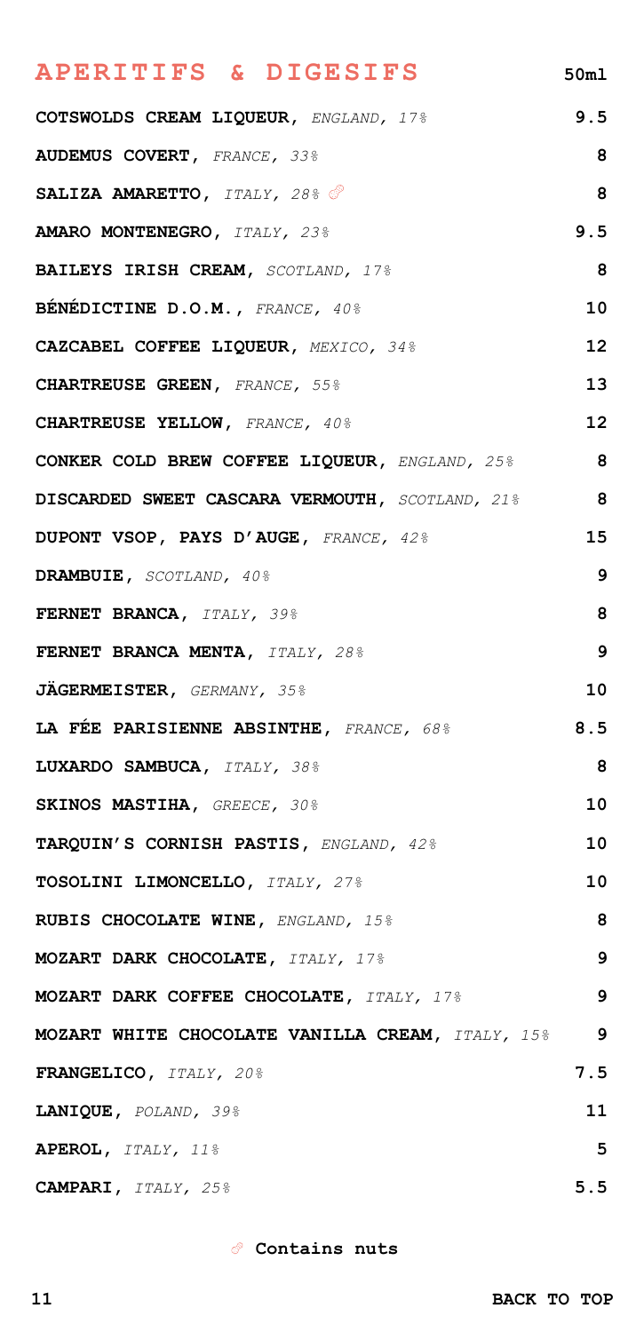## APERITIFS & DIGESIFS

| Item | 50ml |
|---|---|
| **COTSWOLDS CREAM LIQUEUR,** *ENGLAND, 17%* | 9.5 |
| **AUDEMUS COVERT,** *FRANCE, 33%* | 8 |
| **SALIZA AMARETTO,** *ITALY, 28%* 🥜 | 8 |
| **AMARO MONTENEGRO,** *ITALY, 23%* | 9.5 |
| **BAILEYS IRISH CREAM,** *SCOTLAND, 17%* | 8 |
| **BÉNÉDICTINE D.O.M.,** *FRANCE, 40%* | 10 |
| **CAZCABEL COFFEE LIQUEUR,** *MEXICO, 34%* | 12 |
| **CHARTREUSE GREEN,** *FRANCE, 55%* | 13 |
| **CHARTREUSE YELLOW,** *FRANCE, 40%* | 12 |
| **CONKER COLD BREW COFFEE LIQUEUR,** *ENGLAND, 25%* | 8 |
| **DISCARDED SWEET CASCARA VERMOUTH,** *SCOTLAND, 21%* | 8 |
| **DUPONT VSOP, PAYS D'AUGE,** *FRANCE, 42%* | 15 |
| **DRAMBUIE,** *SCOTLAND, 40%* | 9 |
| **FERNET BRANCA,** *ITALY, 39%* | 8 |
| **FERNET BRANCA MENTA,** *ITALY, 28%* | 9 |
| **JÄGERMEISTER,** *GERMANY, 35%* | 10 |
| **LA FÉE PARISIENNE ABSINTHE,** *FRANCE, 68%* | 8.5 |
| **LUXARDO SAMBUCA,** *ITALY, 38%* | 8 |
| **SKINOS MASTIHA,** *GREECE, 30%* | 10 |
| **TARQUIN'S CORNISH PASTIS,** *ENGLAND, 42%* | 10 |
| **TOSOLINI LIMONCELLO,** *ITALY, 27%* | 10 |
| **RUBIS CHOCOLATE WINE,** *ENGLAND, 15%* | 8 |
| **MOZART DARK CHOCOLATE,** *ITALY, 17%* | 9 |
| **MOZART DARK COFFEE CHOCOLATE,** *ITALY, 17%* | 9 |
| **MOZART WHITE CHOCOLATE VANILLA CREAM,** *ITALY, 15%* | 9 |
| **FRANGELICO,** *ITALY, 20%* | 7.5 |
| **LANIQUE,** *POLAND, 39%* | 11 |
| **APEROL,** *ITALY, 11%* | 5 |
| **CAMPARI,** *ITALY, 25%* | 5.5 |

🥜 **Contains nuts**

**BACK TO TOP**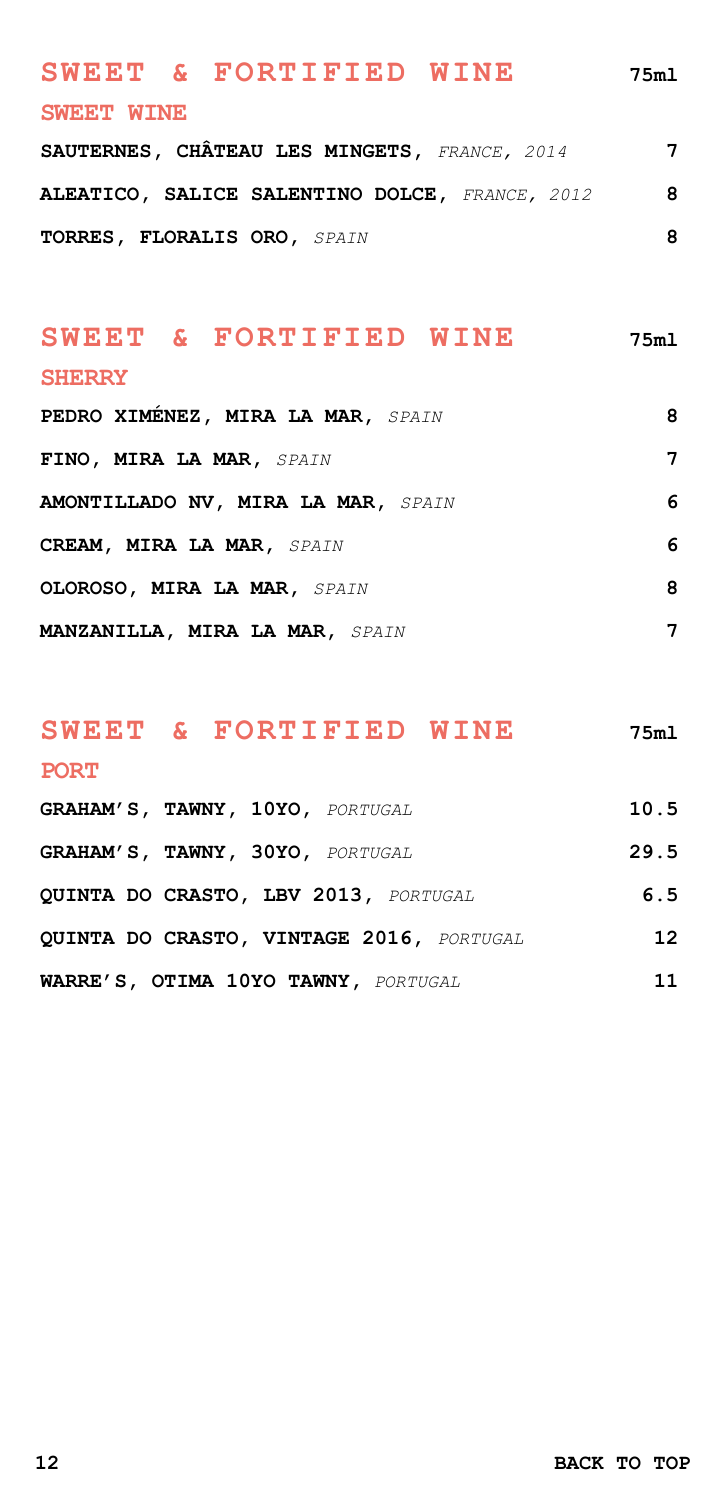## SWEET & FORTIFIED WINE

### SWEET WINE

| | 75ml |
|---|---|
| **SAUTERNES, CHÂTEAU LES MINGETS,** *FRANCE, 2014* | 7 |
| **ALEATICO, SALICE SALENTINO DOLCE,** *FRANCE, 2012* | 8 |
| **TORRES, FLORALIS ORO,** *SPAIN* | 8 |

## SWEET & FORTIFIED WINE

### SHERRY

| | 75ml |
|---|---|
| **PEDRO XIMÉNEZ, MIRA LA MAR,** *SPAIN* | 8 |
| **FINO, MIRA LA MAR,** *SPAIN* | 7 |
| **AMONTILLADO NV, MIRA LA MAR,** *SPAIN* | 6 |
| **CREAM, MIRA LA MAR,** *SPAIN* | 6 |
| **OLOROSO, MIRA LA MAR,** *SPAIN* | 8 |
| **MANZANILLA, MIRA LA MAR,** *SPAIN* | 7 |

## SWEET & FORTIFIED WINE

### PORT

| | 75ml |
|---|---|
| **GRAHAM'S, TAWNY, 10YO,** *PORTUGAL* | 10.5 |
| **GRAHAM'S, TAWNY, 30YO,** *PORTUGAL* | 29.5 |
| **QUINTA DO CRASTO, LBV 2013,** *PORTUGAL* | 6.5 |
| **QUINTA DO CRASTO, VINTAGE 2016,** *PORTUGAL* | 12 |
| **WARRE'S, OTIMA 10YO TAWNY,** *PORTUGAL* | 11 |

**BACK TO TOP**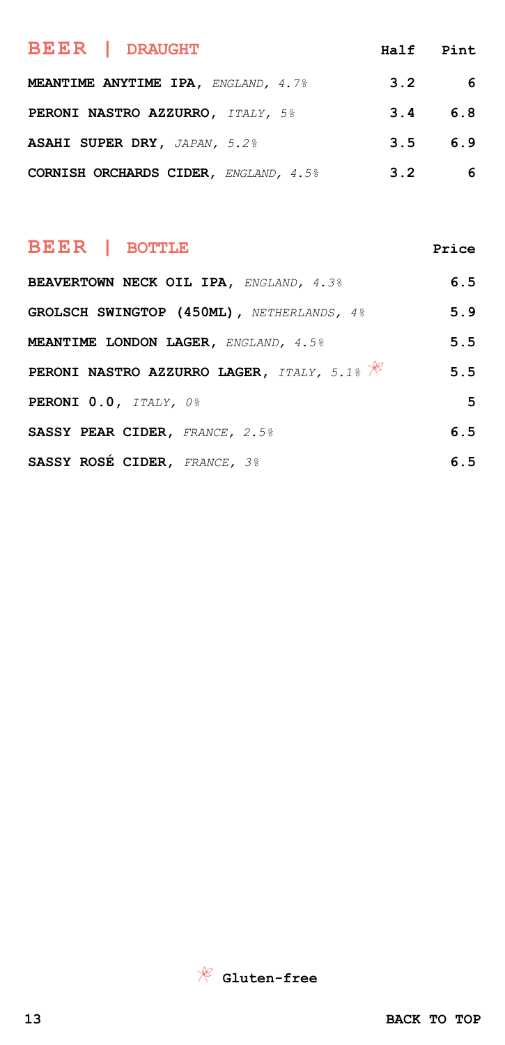## BEER | DRAUGHT

| | Half | Pint |
|---|---|---|
| **MEANTIME ANYTIME IPA**, *ENGLAND, 4.7%* | 3.2 | 6 |
| **PERONI NASTRO AZZURRO**, *ITALY, 5%* | 3.4 | 6.8 |
| **ASAHI SUPER DRY**, *JAPAN, 5.2%* | 3.5 | 6.9 |
| **CORNISH ORCHARDS CIDER**, *ENGLAND, 4.5%* | 3.2 | 6 |

## BEER | BOTTLE

| | Price |
|---|---|
| **BEAVERTOWN NECK OIL IPA**, *ENGLAND, 4.3%* | 6.5 |
| **GROLSCH SWINGTOP (450ML)**, *NETHERLANDS, 4%* | 5.9 |
| **MEANTIME LONDON LAGER**, *ENGLAND, 4.5%* | 5.5 |
| **PERONI NASTRO AZZURRO LAGER**, *ITALY, 5.1%* (Gluten-free) | 5.5 |
| **PERONI 0.0**, *ITALY, 0%* | 5 |
| **SASSY PEAR CIDER**, *FRANCE, 2.5%* | 6.5 |
| **SASSY ROSÉ CIDER**, *FRANCE, 3%* | 6.5 |

**Gluten-free**

**BACK TO TOP**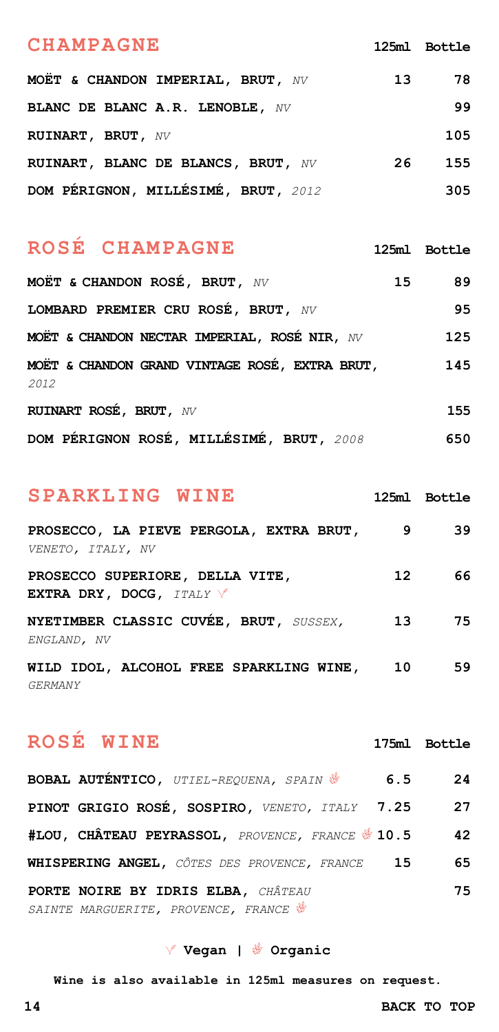## CHAMPAGNE

| | 125ml | Bottle |
|---|---|---|
| **MOËT & CHANDON IMPERIAL, BRUT,** *NV* | 13 | 78 |
| **BLANC DE BLANC A.R. LENOBLE,** *NV* | | 99 |
| **RUINART, BRUT,** *NV* | | 105 |
| **RUINART, BLANC DE BLANCS, BRUT,** *NV* | 26 | 155 |
| **DOM PÉRIGNON, MILLÉSIMÉ, BRUT,** *2012* | | 305 |

## ROSÉ CHAMPAGNE

| | 125ml | Bottle |
|---|---|---|
| **MOËT & CHANDON ROSÉ, BRUT,** *NV* | 15 | 89 |
| **LOMBARD PREMIER CRU ROSÉ, BRUT,** *NV* | | 95 |
| **MOËT & CHANDON NECTAR IMPERIAL, ROSÉ NIR,** *NV* | | 125 |
| **MOËT & CHANDON GRAND VINTAGE ROSÉ, EXTRA BRUT,** *2012* | | 145 |
| **RUINART ROSÉ, BRUT,** *NV* | | 155 |
| **DOM PÉRIGNON ROSÉ, MILLÉSIMÉ, BRUT,** *2008* | | 650 |

## SPARKLING WINE

| | 125ml | Bottle |
|---|---|---|
| **PROSECCO, LA PIEVE PERGOLA, EXTRA BRUT,** *VENETO, ITALY, NV* | 9 | 39 |
| **PROSECCO SUPERIORE, DELLA VITE, EXTRA DRY, DOCG,** *ITALY* (Vegan) | 12 | 66 |
| **NYETIMBER CLASSIC CUVÉE, BRUT,** *SUSSEX, ENGLAND, NV* | 13 | 75 |
| **WILD IDOL, ALCOHOL FREE SPARKLING WINE,** *GERMANY* | 10 | 59 |

## ROSÉ WINE

| | 175ml | Bottle |
|---|---|---|
| **BOBAL AUTÉNTICO,** *UTIEL-REQUENA, SPAIN* (Organic) | 6.5 | 24 |
| **PINOT GRIGIO ROSÉ, SOSPIRO,** *VENETO, ITALY* | 7.25 | 27 |
| **#LOU, CHÂTEAU PEYRASSOL,** *PROVENCE, FRANCE* (Organic) | 10.5 | 42 |
| **WHISPERING ANGEL,** *CÔTES DES PROVENCE, FRANCE* | 15 | 65 |
| **PORTE NOIRE BY IDRIS ELBA,** *CHÂTEAU SAINTE MARGUERITE, PROVENCE, FRANCE* (Organic) | | 75 |

**Vegan | Organic**

**Wine is also available in 125ml measures on request.**

**BACK TO TOP**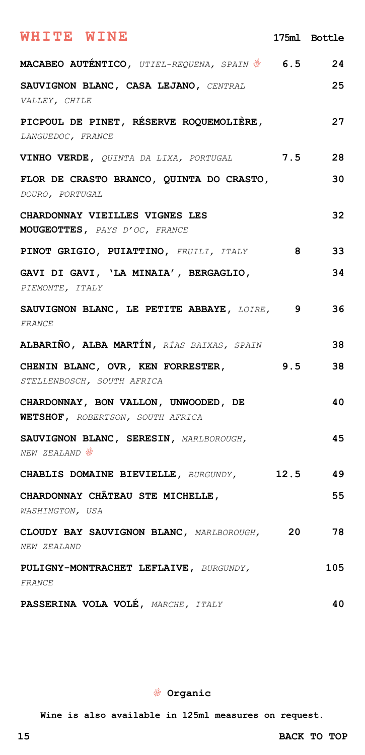## WHITE WINE

| Wine | 175ml | Bottle |
|---|---|---|
| **MACABEO AUTÉNTICO,** *UTIEL-REQUENA, SPAIN* 🌿 | 6.5 | 24 |
| **SAUVIGNON BLANC, CASA LEJANO,** *CENTRAL VALLEY, CHILE* | | 25 |
| **PICPOUL DE PINET, RÉSERVE ROQUEMOLIÈRE,** *LANGUEDOC, FRANCE* | | 27 |
| **VINHO VERDE,** *QUINTA DA LIXA, PORTUGAL* | 7.5 | 28 |
| **FLOR DE CRASTO BRANCO, QUINTA DO CRASTO,** *DOURO, PORTUGAL* | | 30 |
| **CHARDONNAY VIEILLES VIGNES LES MOUGEOTTES,** *PAYS D'OC, FRANCE* | | 32 |
| **PINOT GRIGIO, PUIATTINO,** *FRUILI, ITALY* | 8 | 33 |
| **GAVI DI GAVI, 'LA MINAIA', BERGAGLIO,** *PIEMONTE, ITALY* | | 34 |
| **SAUVIGNON BLANC, LE PETITE ABBAYE,** *LOIRE, FRANCE* | 9 | 36 |
| **ALBARIÑO, ALBA MARTÍN,** *RÍAS BAIXAS, SPAIN* | | 38 |
| **CHENIN BLANC, OVR, KEN FORRESTER,** *STELLENBOSCH, SOUTH AFRICA* | 9.5 | 38 |
| **CHARDONNAY, BON VALLON, UNWOODED, DE WETSHOF,** *ROBERTSON, SOUTH AFRICA* | | 40 |
| **SAUVIGNON BLANC, SERESIN,** *MARLBOROUGH, NEW ZEALAND* 🌿 | | 45 |
| **CHABLIS DOMAINE BIEVIELLE,** *BURGUNDY,* | 12.5 | 49 |
| **CHARDONNAY CHÂTEAU STE MICHELLE,** *WASHINGTON, USA* | | 55 |
| **CLOUDY BAY SAUVIGNON BLANC,** *MARLBOROUGH, NEW ZEALAND* | 20 | 78 |
| **PULIGNY-MONTRACHET LEFLAIVE,** *BURGUNDY, FRANCE* | | 105 |
| **PASSERINA VOLA VOLÉ,** *MARCHE, ITALY* | | 40 |

🌿 **Organic**

**Wine is also available in 125ml measures on request.**

**BACK TO TOP**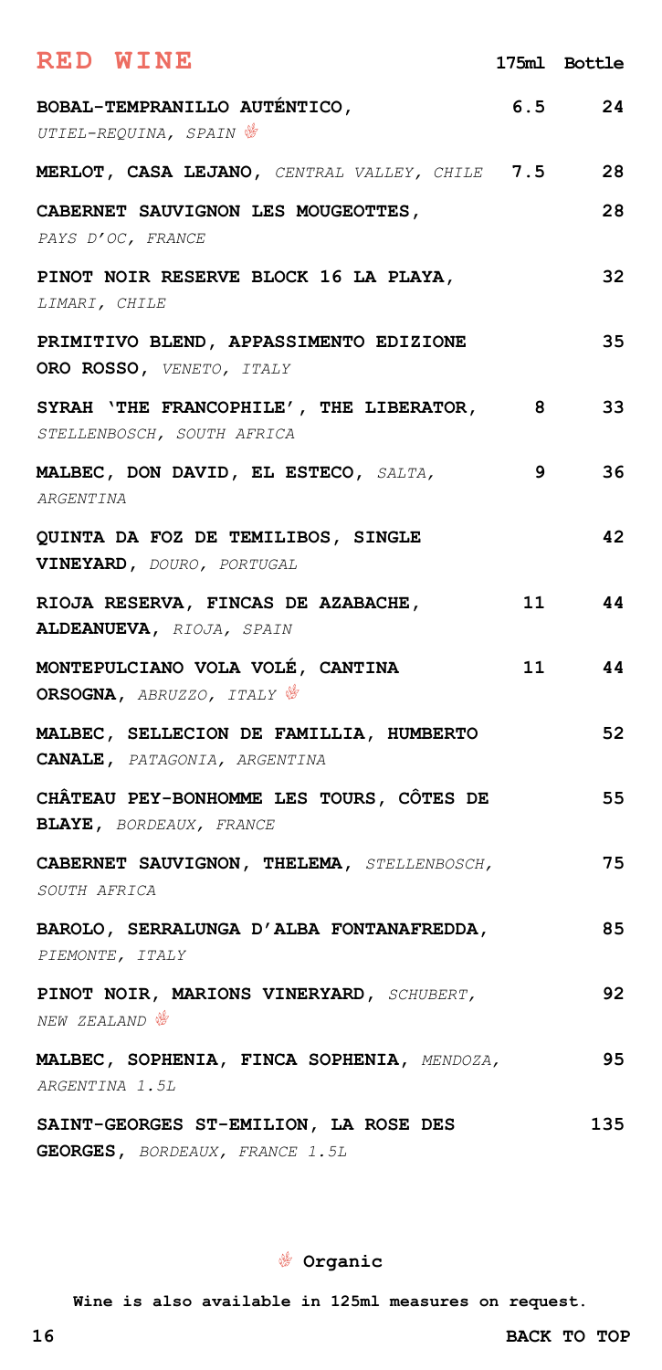# RED WINE

| | 175ml | Bottle |
|---|---|---|
| **BOBAL-TEMPRANILLO AUTÉNTICO,** *UTIEL-REQUINA, SPAIN* 🌿 | 6.5 | 24 |
| **MERLOT, CASA LEJANO,** *CENTRAL VALLEY, CHILE* | 7.5 | 28 |
| **CABERNET SAUVIGNON LES MOUGEOTTES,** *PAYS D'OC, FRANCE* | | 28 |
| **PINOT NOIR RESERVE BLOCK 16 LA PLAYA,** *LIMARI, CHILE* | | 32 |
| **PRIMITIVO BLEND, APPASSIMENTO EDIZIONE ORO ROSSO,** *VENETO, ITALY* | | 35 |
| **SYRAH 'THE FRANCOPHILE', THE LIBERATOR,** *STELLENBOSCH, SOUTH AFRICA* | 8 | 33 |
| **MALBEC, DON DAVID, EL ESTECO,** *SALTA, ARGENTINA* | 9 | 36 |
| **QUINTA DA FOZ DE TEMILIBOS, SINGLE VINEYARD,** *DOURO, PORTUGAL* | | 42 |
| **RIOJA RESERVA, FINCAS DE AZABACHE, ALDEANUEVA,** *RIOJA, SPAIN* | 11 | 44 |
| **MONTEPULCIANO VOLA VOLÉ, CANTINA ORSOGNA,** *ABRUZZO, ITALY* 🌿 | 11 | 44 |
| **MALBEC, SELLECION DE FAMILLIA, HUMBERTO CANALE,** *PATAGONIA, ARGENTINA* | | 52 |
| **CHÂTEAU PEY-BONHOMME LES TOURS, CÔTES DE BLAYE,** *BORDEAUX, FRANCE* | | 55 |
| **CABERNET SAUVIGNON, THELEMA,** *STELLENBOSCH, SOUTH AFRICA* | | 75 |
| **BAROLO, SERRALUNGA D'ALBA FONTANAFREDDA,** *PIEMONTE, ITALY* | | 85 |
| **PINOT NOIR, MARIONS VINERYARD,** *SCHUBERT, NEW ZEALAND* 🌿 | | 92 |
| **MALBEC, SOPHENIA, FINCA SOPHENIA,** *MENDOZA, ARGENTINA 1.5L* | | 95 |
| **SAINT-GEORGES ST-EMILION, LA ROSE DES GEORGES,** *BORDEAUX, FRANCE 1.5L* | | 135 |

🌿 **Organic**

**Wine is also available in 125ml measures on request.**

**BACK TO TOP**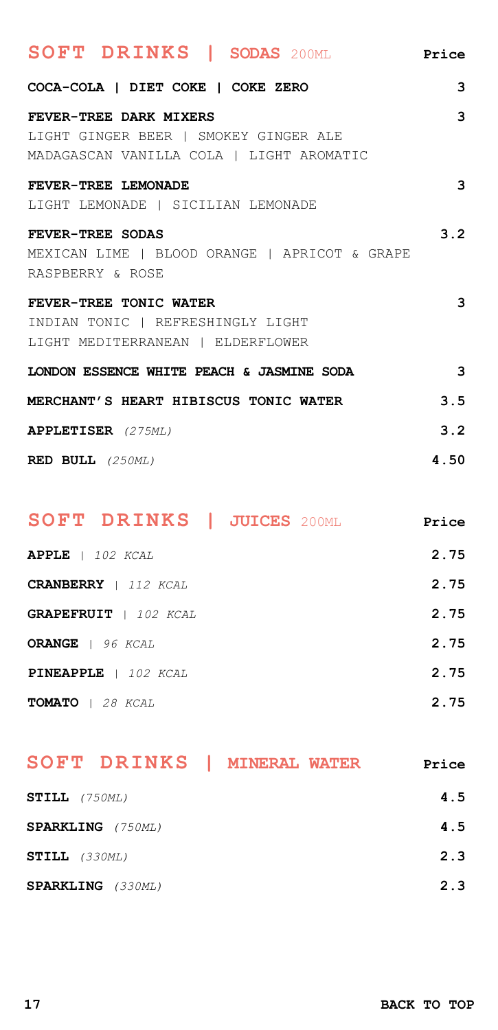## SOFT DRINKS | SODAS 200ML

| | Price |
|---|---|
| **COCA-COLA \| DIET COKE \| COKE ZERO** | 3 |
| **FEVER-TREE DARK MIXERS**<br>LIGHT GINGER BEER \| SMOKEY GINGER ALE<br>MADAGASCAN VANILLA COLA \| LIGHT AROMATIC | 3 |
| **FEVER-TREE LEMONADE**<br>LIGHT LEMONADE \| SICILIAN LEMONADE | 3 |
| **FEVER-TREE SODAS**<br>MEXICAN LIME \| BLOOD ORANGE \| APRICOT & GRAPE<br>RASPBERRY & ROSE | 3.2 |
| **FEVER-TREE TONIC WATER**<br>INDIAN TONIC \| REFRESHINGLY LIGHT<br>LIGHT MEDITERRANEAN \| ELDERFLOWER | 3 |
| **LONDON ESSENCE WHITE PEACH & JASMINE SODA** | 3 |
| **MERCHANT'S HEART HIBISCUS TONIC WATER** | 3.5 |
| **APPLETISER** *(275ML)* | 3.2 |
| **RED BULL** *(250ML)* | 4.50 |

## SOFT DRINKS | JUICES 200ML

| | Price |
|---|---|
| **APPLE** \| *102 KCAL* | 2.75 |
| **CRANBERRY** \| *112 KCAL* | 2.75 |
| **GRAPEFRUIT** \| *102 KCAL* | 2.75 |
| **ORANGE** \| *96 KCAL* | 2.75 |
| **PINEAPPLE** \| *102 KCAL* | 2.75 |
| **TOMATO** \| *28 KCAL* | 2.75 |

## SOFT DRINKS | MINERAL WATER

| | Price |
|---|---|
| **STILL** *(750ML)* | 4.5 |
| **SPARKLING** *(750ML)* | 4.5 |
| **STILL** *(330ML)* | 2.3 |
| **SPARKLING** *(330ML)* | 2.3 |

**BACK TO TOP**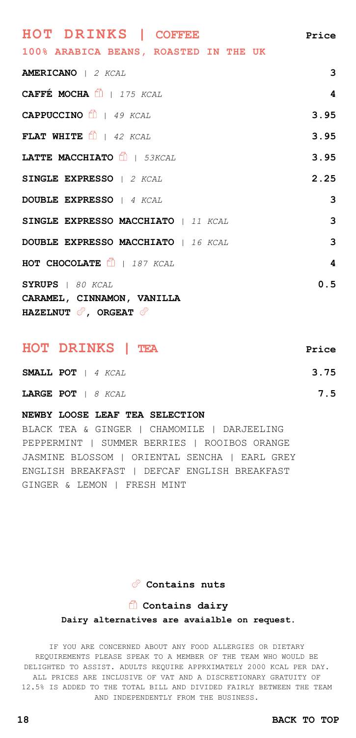## HOT DRINKS | COFFEE

**100% ARABICA BEANS, ROASTED IN THE UK**

| | Price |
|---|---|
| **AMERICANO** \| *2 KCAL* | 3 |
| **CAFFÉ MOCHA** 🥛 \| *175 KCAL* | 4 |
| **CAPPUCCINO** 🥛 \| *49 KCAL* | 3.95 |
| **FLAT WHITE** 🥛 \| *42 KCAL* | 3.95 |
| **LATTE MACCHIATO** 🥛 \| *53KCAL* | 3.95 |
| **SINGLE EXPRESSO** \| *2 KCAL* | 2.25 |
| **DOUBLE EXPRESSO** \| *4 KCAL* | 3 |
| **SINGLE EXPRESSO MACCHIATO** \| *11 KCAL* | 3 |
| **DOUBLE EXPRESSO MACCHIATO** \| *16 KCAL* | 3 |
| **HOT CHOCOLATE** 🥛 \| *187 KCAL* | 4 |
| **SYRUPS** \| *80 KCAL*<br>**CARAMEL, CINNAMON, VANILLA**<br>**HAZELNUT** 🥜**, ORGEAT** 🥜 | 0.5 |

## HOT DRINKS | TEA

| | Price |
|---|---|
| **SMALL POT** \| *4 KCAL* | 3.75 |
| **LARGE POT** \| *8 KCAL* | 7.5 |

**NEWBY LOOSE LEAF TEA SELECTION**

BLACK TEA & GINGER | CHAMOMILE | DARJEELING
PEPPERMINT | SUMMER BERRIES | ROOIBOS ORANGE
JASMINE BLOSSOM | ORIENTAL SENCHA | EARL GREY
ENGLISH BREAKFAST | DEFCAF ENGLISH BREAKFAST
GINGER & LEMON | FRESH MINT

🥜 **Contains nuts**

🥛 **Contains dairy**

**Dairy alternatives are avaialble on request.**

IF YOU ARE CONCERNED ABOUT ANY FOOD ALLERGIES OR DIETARY REQUIREMENTS PLEASE SPEAK TO A MEMBER OF THE TEAM WHO WOULD BE DELIGHTED TO ASSIST. ADULTS REQUIRE APPRXIMATELY 2000 KCAL PER DAY. ALL PRICES ARE INCLUSIVE OF VAT AND A DISCRETIONARY GRATUITY OF 12.5% IS ADDED TO THE TOTAL BILL AND DIVIDED FAIRLY BETWEEN THE TEAM AND INDEPENDENTLY FROM THE BUSINESS.

**BACK TO TOP**